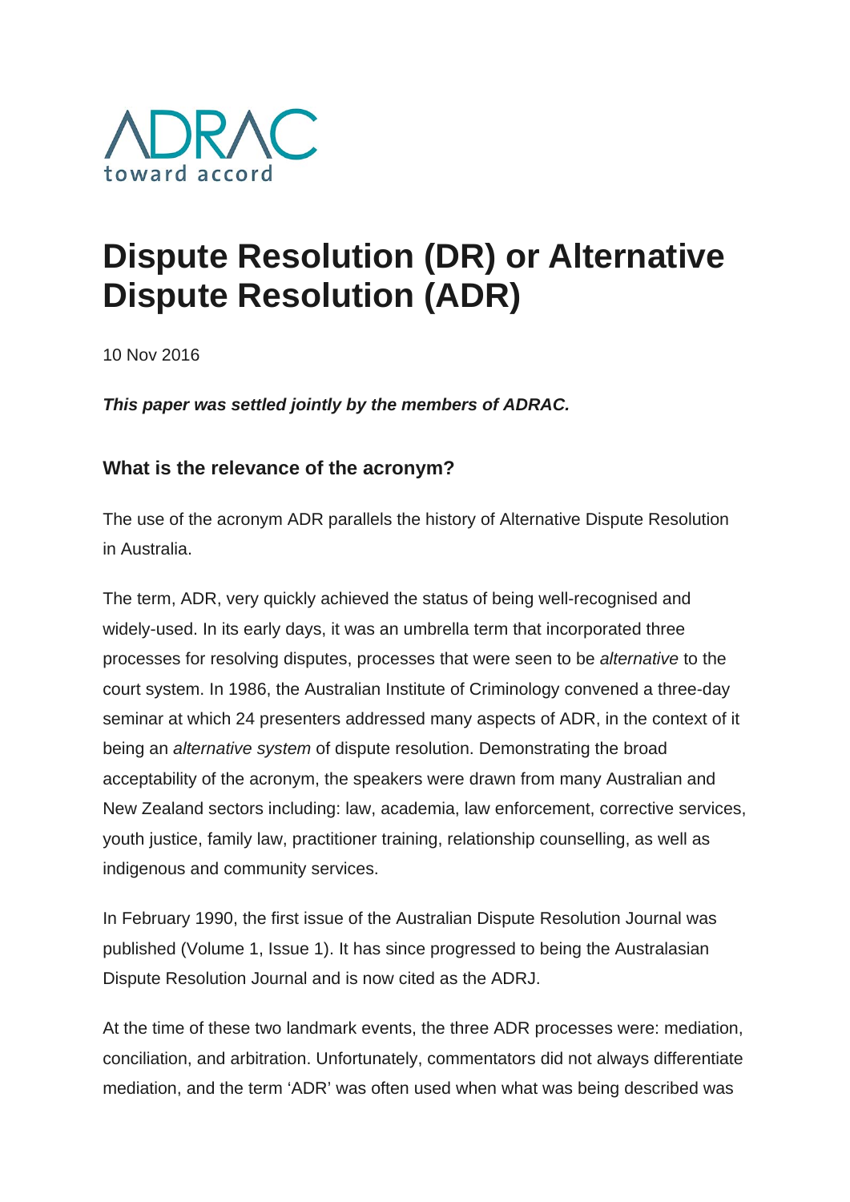ADRAC
toward accord

# Dispute Resolution (DR) or Alternative Dispute Resolution (ADR)

10 Nov 2016

***This paper was settled jointly by the members of ADRAC.***

### What is the relevance of the acronym?

The use of the acronym ADR parallels the history of Alternative Dispute Resolution in Australia.

The term, ADR, very quickly achieved the status of being well-recognised and widely-used. In its early days, it was an umbrella term that incorporated three processes for resolving disputes, processes that were seen to be *alternative* to the court system. In 1986, the Australian Institute of Criminology convened a three-day seminar at which 24 presenters addressed many aspects of ADR, in the context of it being an *alternative system* of dispute resolution. Demonstrating the broad acceptability of the acronym, the speakers were drawn from many Australian and New Zealand sectors including: law, academia, law enforcement, corrective services, youth justice, family law, practitioner training, relationship counselling, as well as indigenous and community services.

In February 1990, the first issue of the Australian Dispute Resolution Journal was published (Volume 1, Issue 1). It has since progressed to being the Australasian Dispute Resolution Journal and is now cited as the ADRJ.

At the time of these two landmark events, the three ADR processes were: mediation, conciliation, and arbitration. Unfortunately, commentators did not always differentiate mediation, and the term 'ADR' was often used when what was being described was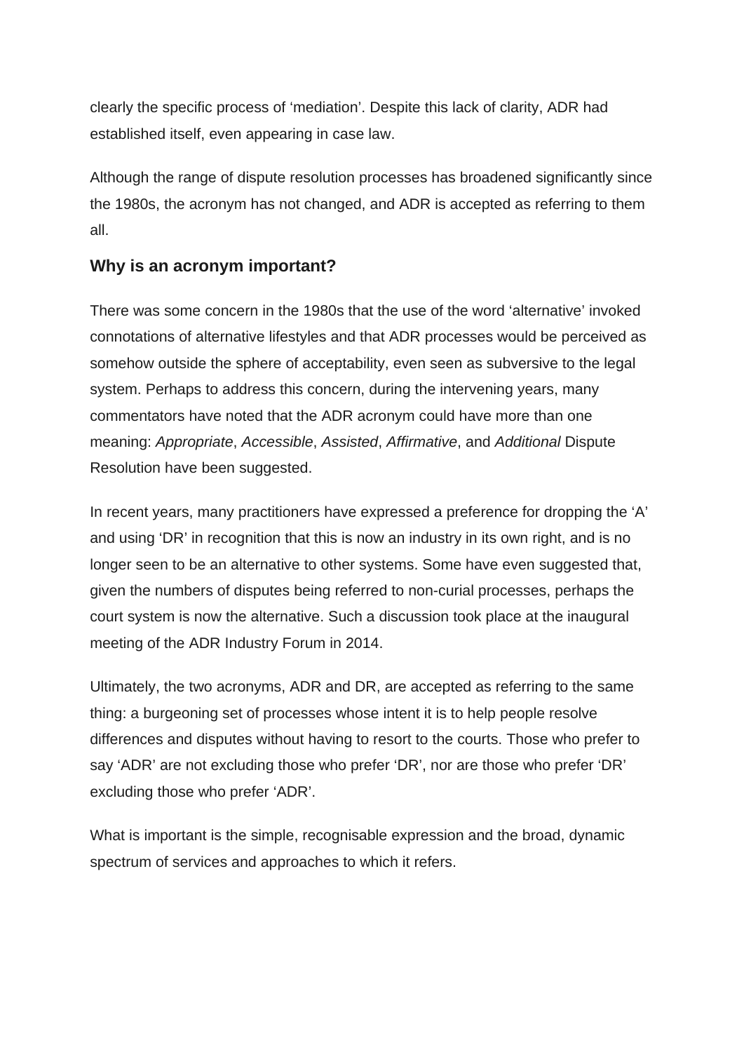clearly the specific process of ‘mediation’. Despite this lack of clarity, ADR had established itself, even appearing in case law.

Although the range of dispute resolution processes has broadened significantly since the 1980s, the acronym has not changed, and ADR is accepted as referring to them all.

### Why is an acronym important?

There was some concern in the 1980s that the use of the word ‘alternative’ invoked connotations of alternative lifestyles and that ADR processes would be perceived as somehow outside the sphere of acceptability, even seen as subversive to the legal system. Perhaps to address this concern, during the intervening years, many commentators have noted that the ADR acronym could have more than one meaning: *Appropriate*, *Accessible*, *Assisted*, *Affirmative*, and *Additional* Dispute Resolution have been suggested.

In recent years, many practitioners have expressed a preference for dropping the ‘A’ and using ‘DR’ in recognition that this is now an industry in its own right, and is no longer seen to be an alternative to other systems. Some have even suggested that, given the numbers of disputes being referred to non-curial processes, perhaps the court system is now the alternative. Such a discussion took place at the inaugural meeting of the ADR Industry Forum in 2014.

Ultimately, the two acronyms, ADR and DR, are accepted as referring to the same thing: a burgeoning set of processes whose intent it is to help people resolve differences and disputes without having to resort to the courts. Those who prefer to say ‘ADR’ are not excluding those who prefer ‘DR’, nor are those who prefer ‘DR’ excluding those who prefer ‘ADR’.

What is important is the simple, recognisable expression and the broad, dynamic spectrum of services and approaches to which it refers.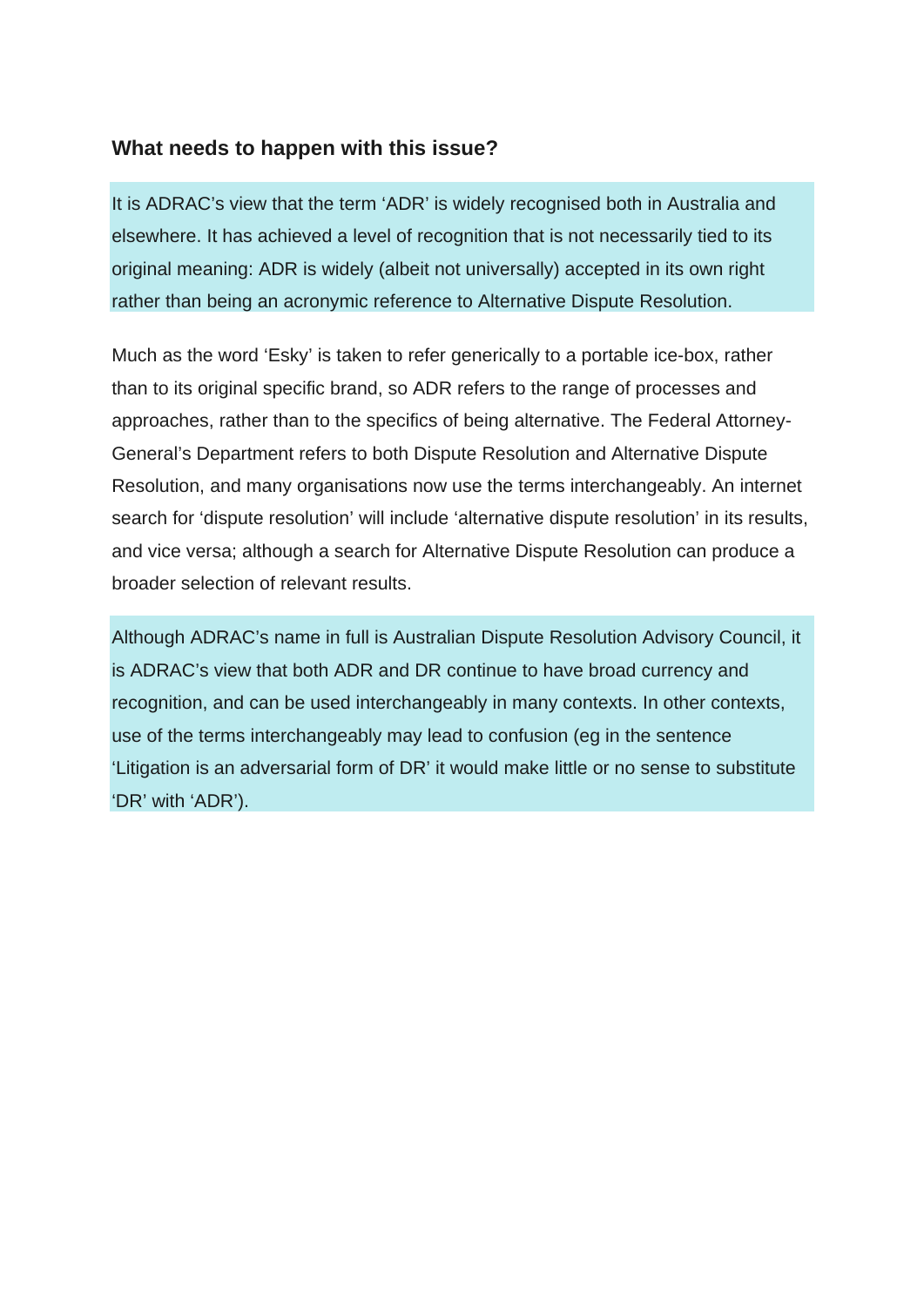### What needs to happen with this issue?

It is ADRAC's view that the term 'ADR' is widely recognised both in Australia and elsewhere. It has achieved a level of recognition that is not necessarily tied to its original meaning: ADR is widely (albeit not universally) accepted in its own right rather than being an acronymic reference to Alternative Dispute Resolution.

Much as the word 'Esky' is taken to refer generically to a portable ice-box, rather than to its original specific brand, so ADR refers to the range of processes and approaches, rather than to the specifics of being alternative. The Federal Attorney-General's Department refers to both Dispute Resolution and Alternative Dispute Resolution, and many organisations now use the terms interchangeably. An internet search for 'dispute resolution' will include 'alternative dispute resolution' in its results, and vice versa; although a search for Alternative Dispute Resolution can produce a broader selection of relevant results.

Although ADRAC's name in full is Australian Dispute Resolution Advisory Council, it is ADRAC's view that both ADR and DR continue to have broad currency and recognition, and can be used interchangeably in many contexts. In other contexts, use of the terms interchangeably may lead to confusion (eg in the sentence 'Litigation is an adversarial form of DR' it would make little or no sense to substitute 'DR' with 'ADR').